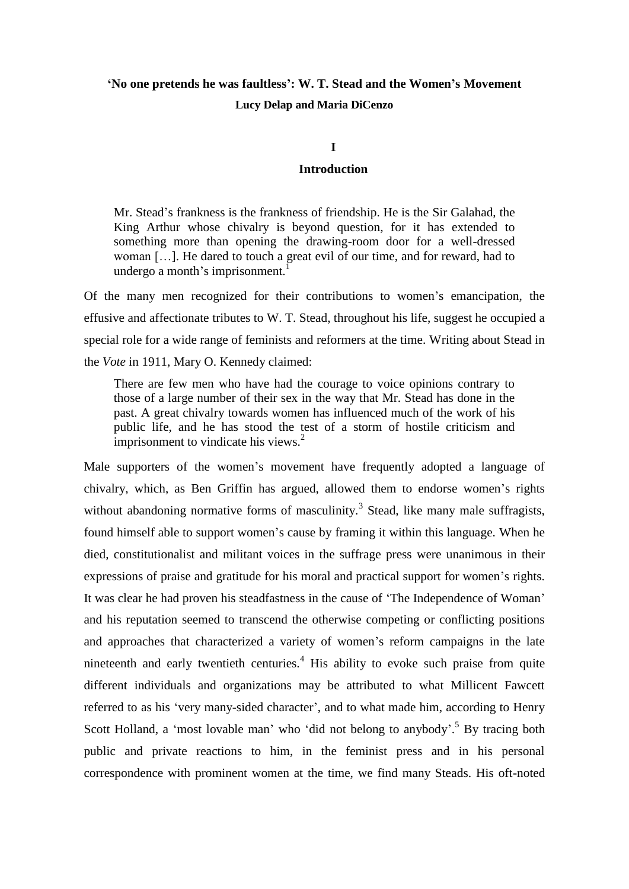# 'No one pretends he was faultless': W. T. Stead and the Women's Movement

**Lucy Delap and Maria DiCenzo**

## I

## Introduction

> Mr. Stead's frankness is the frankness of friendship. He is the Sir Galahad, the King Arthur whose chivalry is beyond question, for it has extended to something more than opening the drawing-room door for a well-dressed woman […]. He dared to touch a great evil of our time, and for reward, had to undergo a month's imprisonment.[1]

Of the many men recognized for their contributions to women's emancipation, the effusive and affectionate tributes to W. T. Stead, throughout his life, suggest he occupied a special role for a wide range of feminists and reformers at the time. Writing about Stead in the *Vote* in 1911, Mary O. Kennedy claimed:

> There are few men who have had the courage to voice opinions contrary to those of a large number of their sex in the way that Mr. Stead has done in the past. A great chivalry towards women has influenced much of the work of his public life, and he has stood the test of a storm of hostile criticism and imprisonment to vindicate his views.[2]

Male supporters of the women's movement have frequently adopted a language of chivalry, which, as Ben Griffin has argued, allowed them to endorse women's rights without abandoning normative forms of masculinity.[3] Stead, like many male suffragists, found himself able to support women's cause by framing it within this language. When he died, constitutionalist and militant voices in the suffrage press were unanimous in their expressions of praise and gratitude for his moral and practical support for women's rights. It was clear he had proven his steadfastness in the cause of 'The Independence of Woman' and his reputation seemed to transcend the otherwise competing or conflicting positions and approaches that characterized a variety of women's reform campaigns in the late nineteenth and early twentieth centuries.[4] His ability to evoke such praise from quite different individuals and organizations may be attributed to what Millicent Fawcett referred to as his 'very many-sided character', and to what made him, according to Henry Scott Holland, a 'most lovable man' who 'did not belong to anybody'.[5] By tracing both public and private reactions to him, in the feminist press and in his personal correspondence with prominent women at the time, we find many Steads. His oft-noted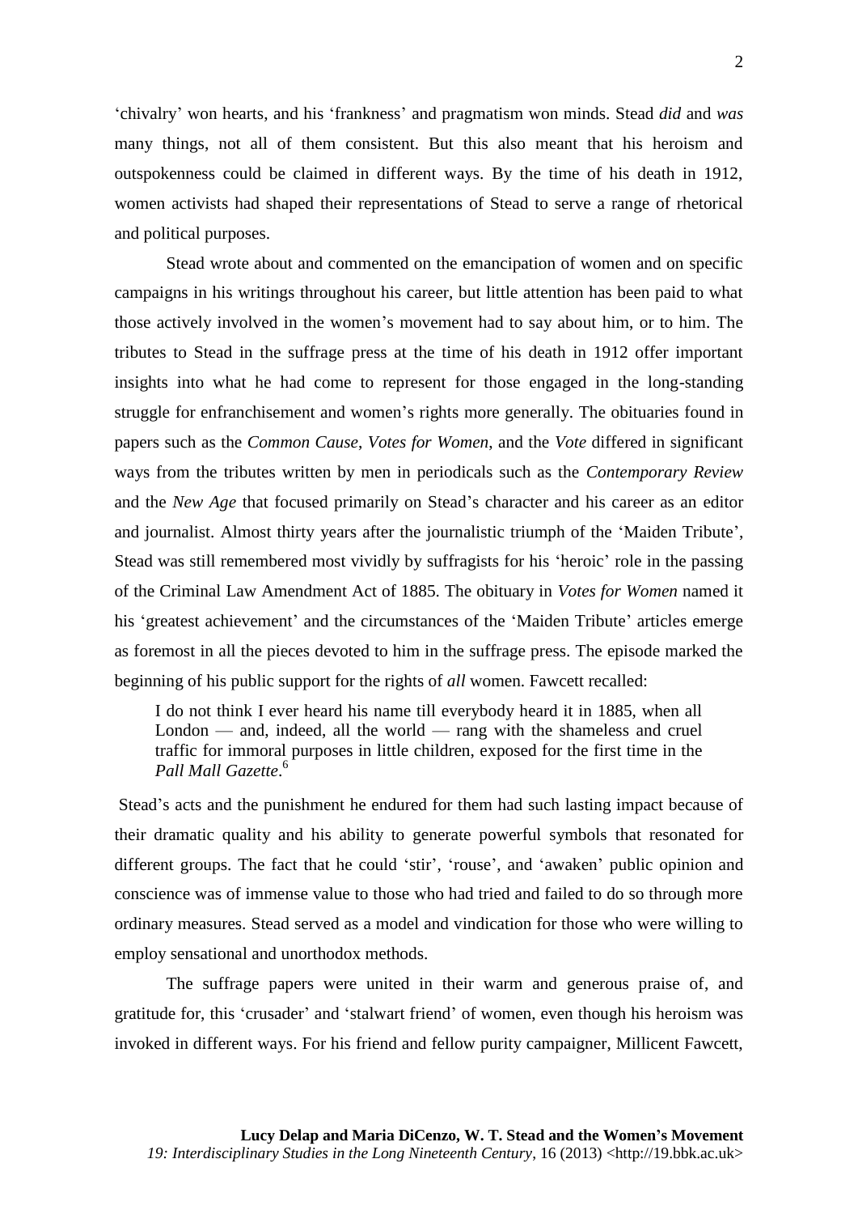'chivalry' won hearts, and his 'frankness' and pragmatism won minds. Stead *did* and *was* many things, not all of them consistent. But this also meant that his heroism and outspokenness could be claimed in different ways. By the time of his death in 1912, women activists had shaped their representations of Stead to serve a range of rhetorical and political purposes.

Stead wrote about and commented on the emancipation of women and on specific campaigns in his writings throughout his career, but little attention has been paid to what those actively involved in the women's movement had to say about him, or to him. The tributes to Stead in the suffrage press at the time of his death in 1912 offer important insights into what he had come to represent for those engaged in the long-standing struggle for enfranchisement and women's rights more generally. The obituaries found in papers such as the *Common Cause*, *Votes for Women*, and the *Vote* differed in significant ways from the tributes written by men in periodicals such as the *Contemporary Review* and the *New Age* that focused primarily on Stead's character and his career as an editor and journalist. Almost thirty years after the journalistic triumph of the 'Maiden Tribute', Stead was still remembered most vividly by suffragists for his 'heroic' role in the passing of the Criminal Law Amendment Act of 1885. The obituary in *Votes for Women* named it his 'greatest achievement' and the circumstances of the 'Maiden Tribute' articles emerge as foremost in all the pieces devoted to him in the suffrage press. The episode marked the beginning of his public support for the rights of *all* women. Fawcett recalled:

> I do not think I ever heard his name till everybody heard it in 1885, when all London — and, indeed, all the world — rang with the shameless and cruel traffic for immoral purposes in little children, exposed for the first time in the *Pall Mall Gazette*.[6]

Stead's acts and the punishment he endured for them had such lasting impact because of their dramatic quality and his ability to generate powerful symbols that resonated for different groups. The fact that he could 'stir', 'rouse', and 'awaken' public opinion and conscience was of immense value to those who had tried and failed to do so through more ordinary measures. Stead served as a model and vindication for those who were willing to employ sensational and unorthodox methods.

The suffrage papers were united in their warm and generous praise of, and gratitude for, this 'crusader' and 'stalwart friend' of women, even though his heroism was invoked in different ways. For his friend and fellow purity campaigner, Millicent Fawcett,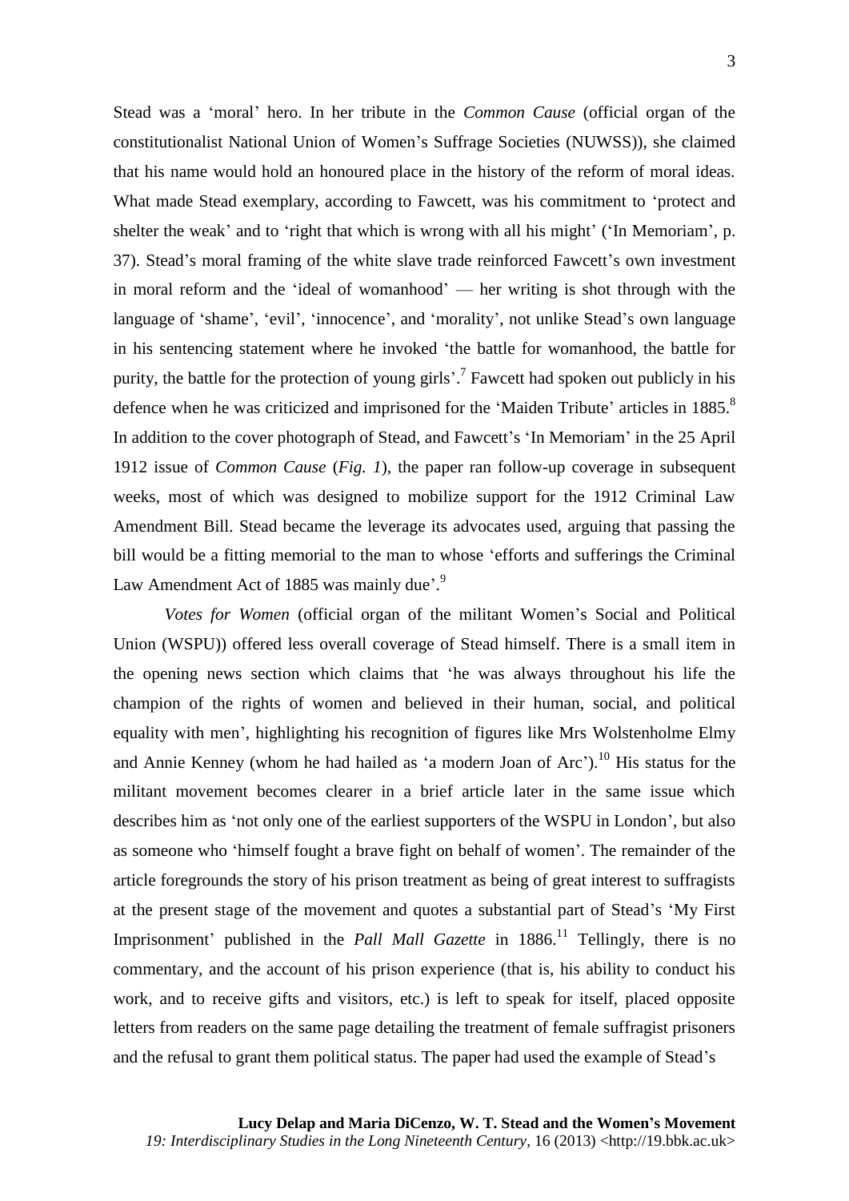Stead was a 'moral' hero. In her tribute in the *Common Cause* (official organ of the constitutionalist National Union of Women's Suffrage Societies (NUWSS)), she claimed that his name would hold an honoured place in the history of the reform of moral ideas. What made Stead exemplary, according to Fawcett, was his commitment to 'protect and shelter the weak' and to 'right that which is wrong with all his might' ('In Memoriam', p. 37). Stead's moral framing of the white slave trade reinforced Fawcett's own investment in moral reform and the 'ideal of womanhood' — her writing is shot through with the language of 'shame', 'evil', 'innocence', and 'morality', not unlike Stead's own language in his sentencing statement where he invoked 'the battle for womanhood, the battle for purity, the battle for the protection of young girls'.[7] Fawcett had spoken out publicly in his defence when he was criticized and imprisoned for the 'Maiden Tribute' articles in 1885.[8] In addition to the cover photograph of Stead, and Fawcett's 'In Memoriam' in the 25 April 1912 issue of *Common Cause* (*Fig. 1*), the paper ran follow-up coverage in subsequent weeks, most of which was designed to mobilize support for the 1912 Criminal Law Amendment Bill. Stead became the leverage its advocates used, arguing that passing the bill would be a fitting memorial to the man to whose 'efforts and sufferings the Criminal Law Amendment Act of 1885 was mainly due'.[9]

*Votes for Women* (official organ of the militant Women's Social and Political Union (WSPU)) offered less overall coverage of Stead himself. There is a small item in the opening news section which claims that 'he was always throughout his life the champion of the rights of women and believed in their human, social, and political equality with men', highlighting his recognition of figures like Mrs Wolstenholme Elmy and Annie Kenney (whom he had hailed as 'a modern Joan of Arc').[10] His status for the militant movement becomes clearer in a brief article later in the same issue which describes him as 'not only one of the earliest supporters of the WSPU in London', but also as someone who 'himself fought a brave fight on behalf of women'. The remainder of the article foregrounds the story of his prison treatment as being of great interest to suffragists at the present stage of the movement and quotes a substantial part of Stead's 'My First Imprisonment' published in the *Pall Mall Gazette* in 1886.[11] Tellingly, there is no commentary, and the account of his prison experience (that is, his ability to conduct his work, and to receive gifts and visitors, etc.) is left to speak for itself, placed opposite letters from readers on the same page detailing the treatment of female suffragist prisoners and the refusal to grant them political status. The paper had used the example of Stead's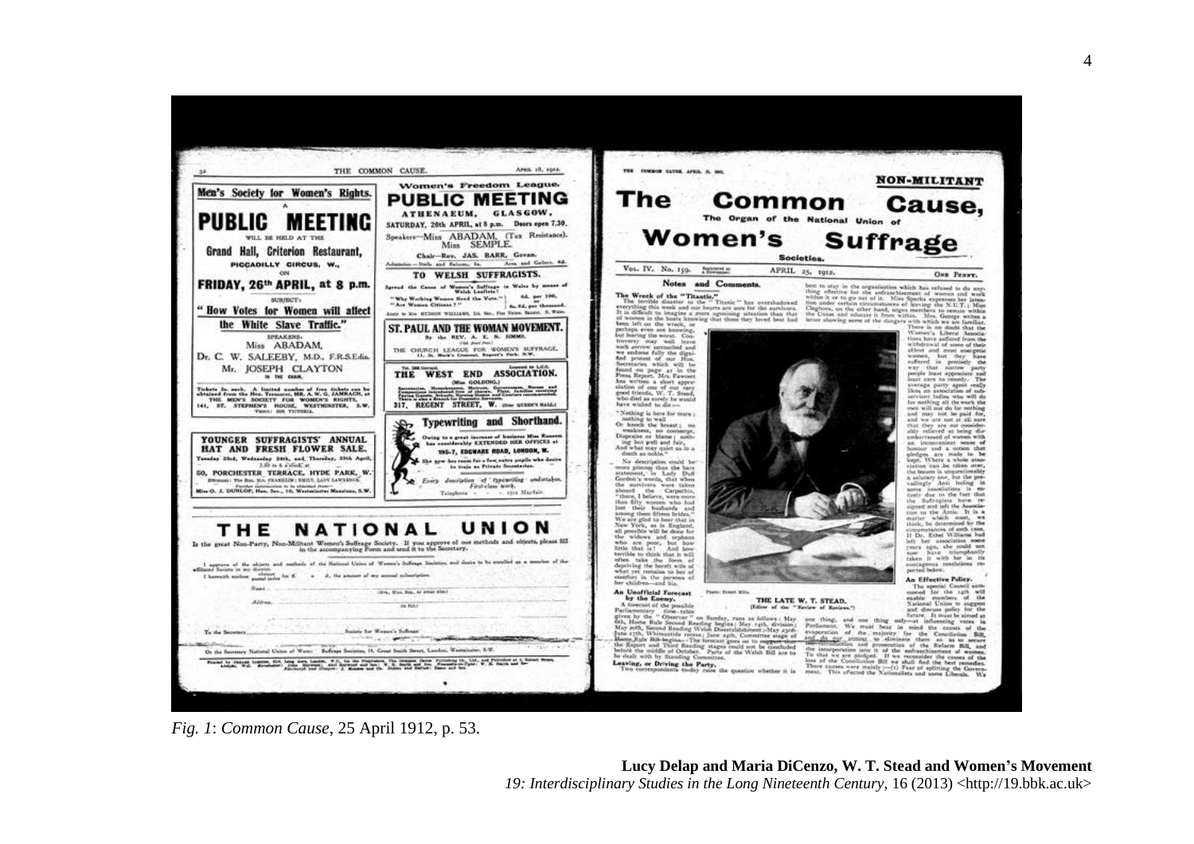*Fig. 1*: *Common Cause*, 25 April 1912, p. 53.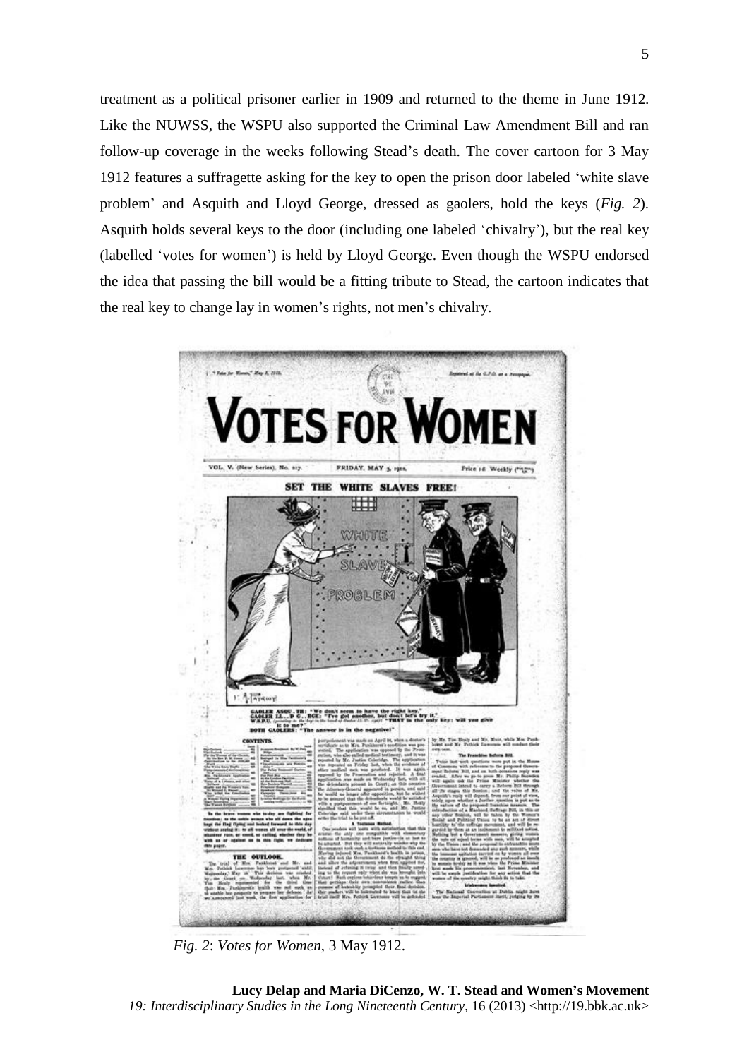treatment as a political prisoner earlier in 1909 and returned to the theme in June 1912. Like the NUWSS, the WSPU also supported the Criminal Law Amendment Bill and ran follow-up coverage in the weeks following Stead's death. The cover cartoon for 3 May 1912 features a suffragette asking for the key to open the prison door labeled 'white slave problem' and Asquith and Lloyd George, dressed as gaolers, hold the keys (*Fig. 2*). Asquith holds several keys to the door (including one labeled 'chivalry'), but the real key (labelled 'votes for women') is held by Lloyd George. Even though the WSPU endorsed the idea that passing the bill would be a fitting tribute to Stead, the cartoon indicates that the real key to change lay in women's rights, not men's chivalry.

*Fig. 2*: *Votes for Women*, 3 May 1912.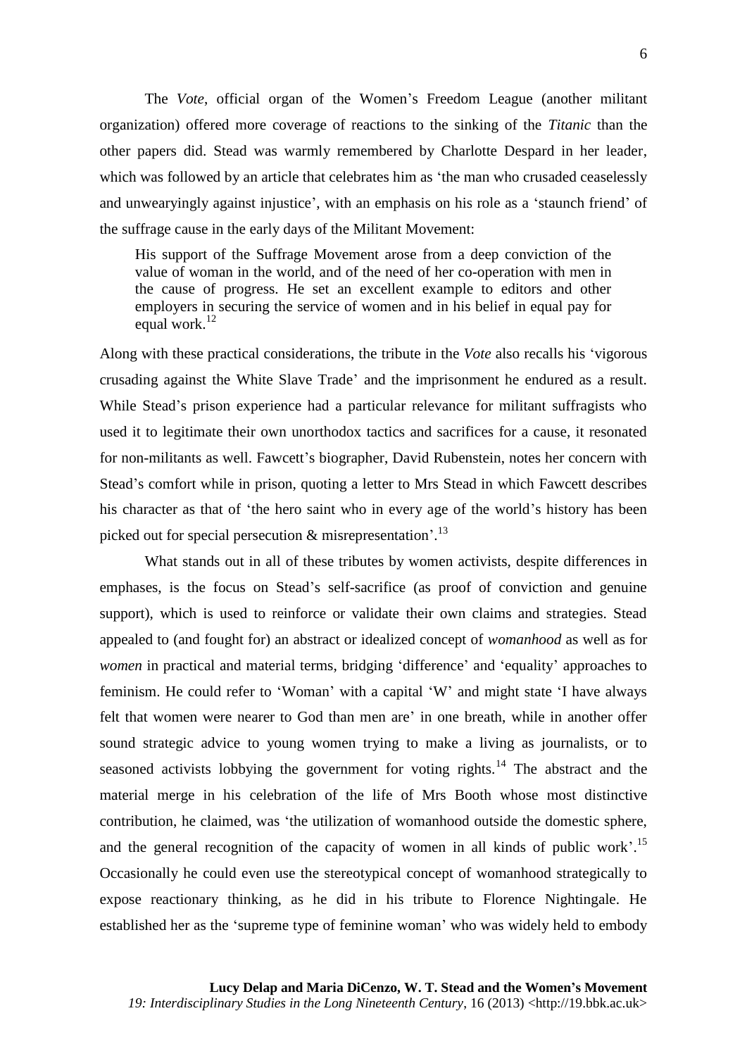The *Vote*, official organ of the Women's Freedom League (another militant organization) offered more coverage of reactions to the sinking of the *Titanic* than the other papers did. Stead was warmly remembered by Charlotte Despard in her leader, which was followed by an article that celebrates him as 'the man who crusaded ceaselessly and unweariyingly against injustice', with an emphasis on his role as a 'staunch friend' of the suffrage cause in the early days of the Militant Movement:

> His support of the Suffrage Movement arose from a deep conviction of the value of woman in the world, and of the need of her co-operation with men in the cause of progress. He set an excellent example to editors and other employers in securing the service of women and in his belief in equal pay for equal work.[12]

Along with these practical considerations, the tribute in the *Vote* also recalls his 'vigorous crusading against the White Slave Trade' and the imprisonment he endured as a result. While Stead's prison experience had a particular relevance for militant suffragists who used it to legitimate their own unorthodox tactics and sacrifices for a cause, it resonated for non-militants as well. Fawcett's biographer, David Rubenstein, notes her concern with Stead's comfort while in prison, quoting a letter to Mrs Stead in which Fawcett describes his character as that of 'the hero saint who in every age of the world's history has been picked out for special persecution & misrepresentation'.[13]

What stands out in all of these tributes by women activists, despite differences in emphases, is the focus on Stead's self-sacrifice (as proof of conviction and genuine support), which is used to reinforce or validate their own claims and strategies. Stead appealed to (and fought for) an abstract or idealized concept of *womanhood* as well as for *women* in practical and material terms, bridging 'difference' and 'equality' approaches to feminism. He could refer to 'Woman' with a capital 'W' and might state 'I have always felt that women were nearer to God than men are' in one breath, while in another offer sound strategic advice to young women trying to make a living as journalists, or to seasoned activists lobbying the government for voting rights.[14] The abstract and the material merge in his celebration of the life of Mrs Booth whose most distinctive contribution, he claimed, was 'the utilization of womanhood outside the domestic sphere, and the general recognition of the capacity of women in all kinds of public work'.[15] Occasionally he could even use the stereotypical concept of womanhood strategically to expose reactionary thinking, as he did in his tribute to Florence Nightingale. He established her as the 'supreme type of feminine woman' who was widely held to embody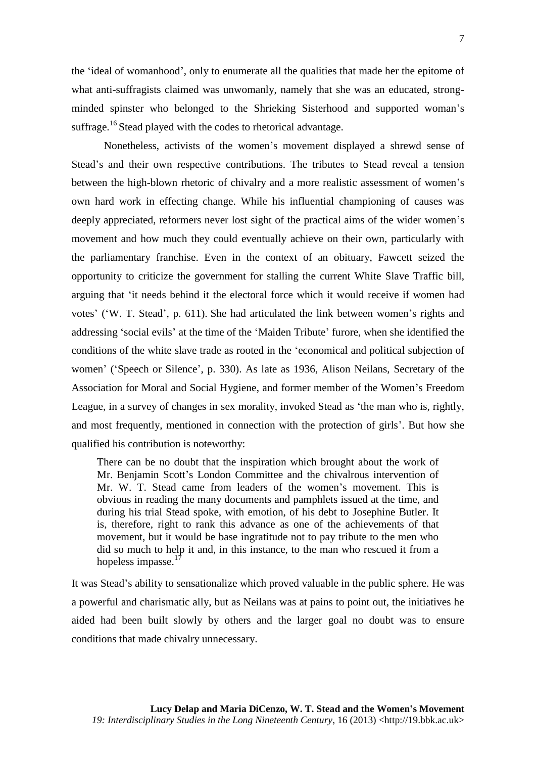the 'ideal of womanhood', only to enumerate all the qualities that made her the epitome of what anti-suffragists claimed was unwomanly, namely that she was an educated, strong-minded spinster who belonged to the Shrieking Sisterhood and supported woman's suffrage.[16] Stead played with the codes to rhetorical advantage.

Nonetheless, activists of the women's movement displayed a shrewd sense of Stead's and their own respective contributions. The tributes to Stead reveal a tension between the high-blown rhetoric of chivalry and a more realistic assessment of women's own hard work in effecting change. While his influential championing of causes was deeply appreciated, reformers never lost sight of the practical aims of the wider women's movement and how much they could eventually achieve on their own, particularly with the parliamentary franchise. Even in the context of an obituary, Fawcett seized the opportunity to criticize the government for stalling the current White Slave Traffic bill, arguing that 'it needs behind it the electoral force which it would receive if women had votes' ('W. T. Stead', p. 611). She had articulated the link between women's rights and addressing 'social evils' at the time of the 'Maiden Tribute' furore, when she identified the conditions of the white slave trade as rooted in the 'economical and political subjection of women' ('Speech or Silence', p. 330). As late as 1936, Alison Neilans, Secretary of the Association for Moral and Social Hygiene, and former member of the Women's Freedom League, in a survey of changes in sex morality, invoked Stead as 'the man who is, rightly, and most frequently, mentioned in connection with the protection of girls'. But how she qualified his contribution is noteworthy:

> There can be no doubt that the inspiration which brought about the work of Mr. Benjamin Scott's London Committee and the chivalrous intervention of Mr. W. T. Stead came from leaders of the women's movement. This is obvious in reading the many documents and pamphlets issued at the time, and during his trial Stead spoke, with emotion, of his debt to Josephine Butler. It is, therefore, right to rank this advance as one of the achievements of that movement, but it would be base ingratitude not to pay tribute to the men who did so much to help it and, in this instance, to the man who rescued it from a hopeless impasse.[17]

It was Stead's ability to sensationalize which proved valuable in the public sphere. He was a powerful and charismatic ally, but as Neilans was at pains to point out, the initiatives he aided had been built slowly by others and the larger goal no doubt was to ensure conditions that made chivalry unnecessary.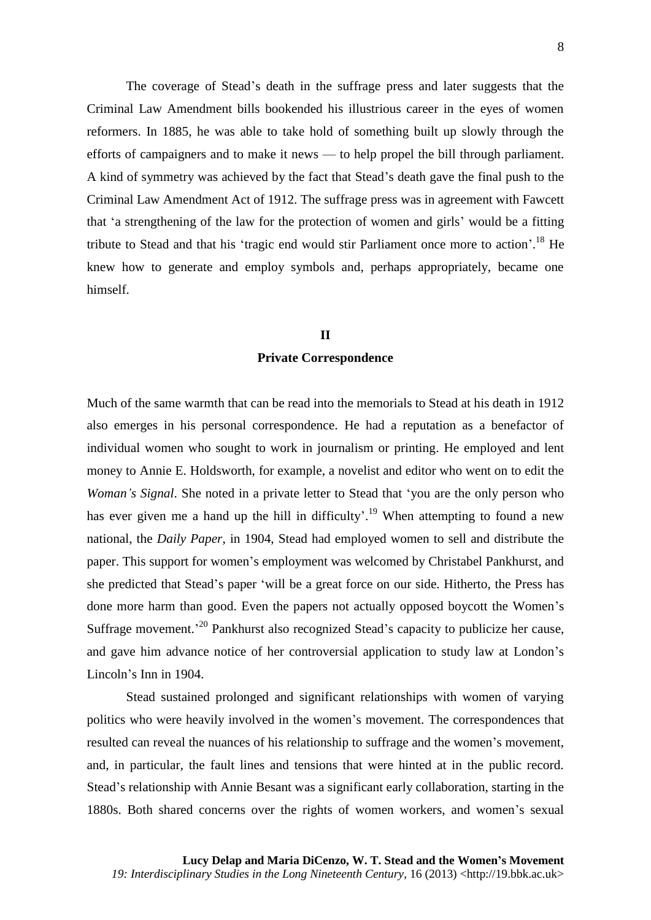The coverage of Stead's death in the suffrage press and later suggests that the Criminal Law Amendment bills bookended his illustrious career in the eyes of women reformers. In 1885, he was able to take hold of something built up slowly through the efforts of campaigners and to make it news — to help propel the bill through parliament. A kind of symmetry was achieved by the fact that Stead's death gave the final push to the Criminal Law Amendment Act of 1912. The suffrage press was in agreement with Fawcett that 'a strengthening of the law for the protection of women and girls' would be a fitting tribute to Stead and that his 'tragic end would stir Parliament once more to action'.[18] He knew how to generate and employ symbols and, perhaps appropriately, became one himself.

## II

## Private Correspondence

Much of the same warmth that can be read into the memorials to Stead at his death in 1912 also emerges in his personal correspondence. He had a reputation as a benefactor of individual women who sought to work in journalism or printing. He employed and lent money to Annie E. Holdsworth, for example, a novelist and editor who went on to edit the *Woman's Signal*. She noted in a private letter to Stead that 'you are the only person who has ever given me a hand up the hill in difficulty'.[19] When attempting to found a new national, the *Daily Paper*, in 1904, Stead had employed women to sell and distribute the paper. This support for women's employment was welcomed by Christabel Pankhurst, and she predicted that Stead's paper 'will be a great force on our side. Hitherto, the Press has done more harm than good. Even the papers not actually opposed boycott the Women's Suffrage movement.'[20] Pankhurst also recognized Stead's capacity to publicize her cause, and gave him advance notice of her controversial application to study law at London's Lincoln's Inn in 1904.

Stead sustained prolonged and significant relationships with women of varying politics who were heavily involved in the women's movement. The correspondences that resulted can reveal the nuances of his relationship to suffrage and the women's movement, and, in particular, the fault lines and tensions that were hinted at in the public record. Stead's relationship with Annie Besant was a significant early collaboration, starting in the 1880s. Both shared concerns over the rights of women workers, and women's sexual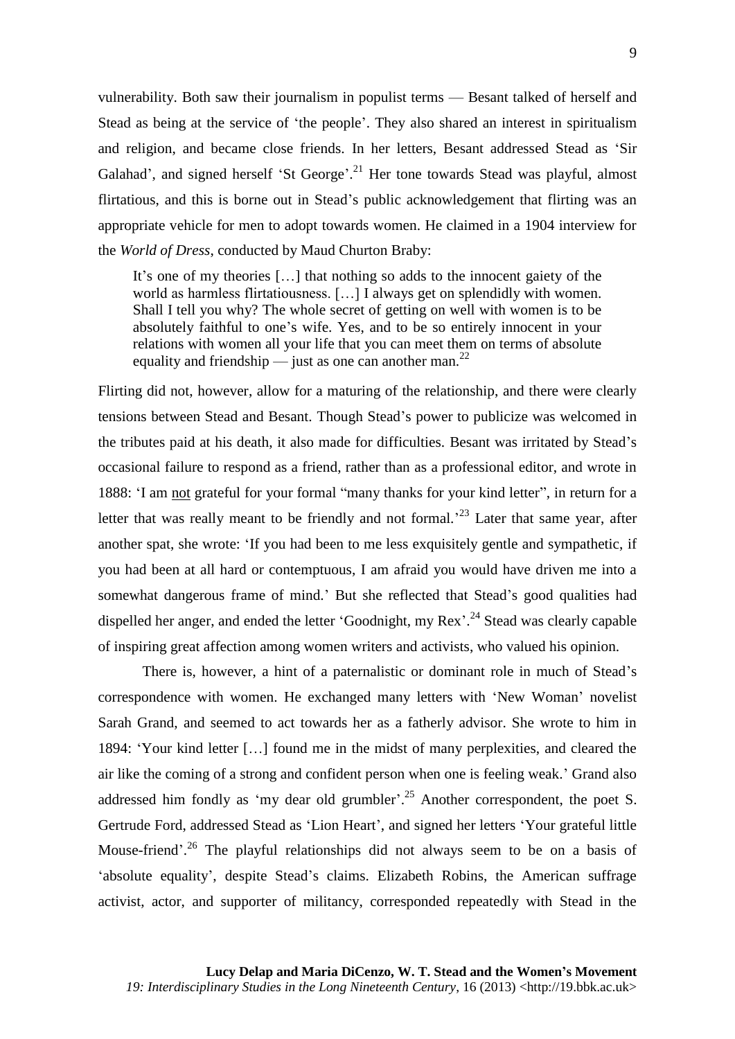vulnerability. Both saw their journalism in populist terms — Besant talked of herself and Stead as being at the service of 'the people'. They also shared an interest in spiritualism and religion, and became close friends. In her letters, Besant addressed Stead as 'Sir Galahad', and signed herself 'St George'.[21] Her tone towards Stead was playful, almost flirtatious, and this is borne out in Stead's public acknowledgement that flirting was an appropriate vehicle for men to adopt towards women. He claimed in a 1904 interview for the *World of Dress*, conducted by Maud Churton Braby:

> It's one of my theories […] that nothing so adds to the innocent gaiety of the world as harmless flirtatiousness. […] I always get on splendidly with women. Shall I tell you why? The whole secret of getting on well with women is to be absolutely faithful to one's wife. Yes, and to be so entirely innocent in your relations with women all your life that you can meet them on terms of absolute equality and friendship — just as one can another man.[22]

Flirting did not, however, allow for a maturing of the relationship, and there were clearly tensions between Stead and Besant. Though Stead's power to publicize was welcomed in the tributes paid at his death, it also made for difficulties. Besant was irritated by Stead's occasional failure to respond as a friend, rather than as a professional editor, and wrote in 1888: 'I am <u>not</u> grateful for your formal "many thanks for your kind letter", in return for a letter that was really meant to be friendly and not formal.'[23] Later that same year, after another spat, she wrote: 'If you had been to me less exquisitely gentle and sympathetic, if you had been at all hard or contemptuous, I am afraid you would have driven me into a somewhat dangerous frame of mind.' But she reflected that Stead's good qualities had dispelled her anger, and ended the letter 'Goodnight, my Rex'.[24] Stead was clearly capable of inspiring great affection among women writers and activists, who valued his opinion.

There is, however, a hint of a paternalistic or dominant role in much of Stead's correspondence with women. He exchanged many letters with 'New Woman' novelist Sarah Grand, and seemed to act towards her as a fatherly advisor. She wrote to him in 1894: 'Your kind letter […] found me in the midst of many perplexities, and cleared the air like the coming of a strong and confident person when one is feeling weak.' Grand also addressed him fondly as 'my dear old grumbler'.[25] Another correspondent, the poet S. Gertrude Ford, addressed Stead as 'Lion Heart', and signed her letters 'Your grateful little Mouse-friend'.[26] The playful relationships did not always seem to be on a basis of 'absolute equality', despite Stead's claims. Elizabeth Robins, the American suffrage activist, actor, and supporter of militancy, corresponded repeatedly with Stead in the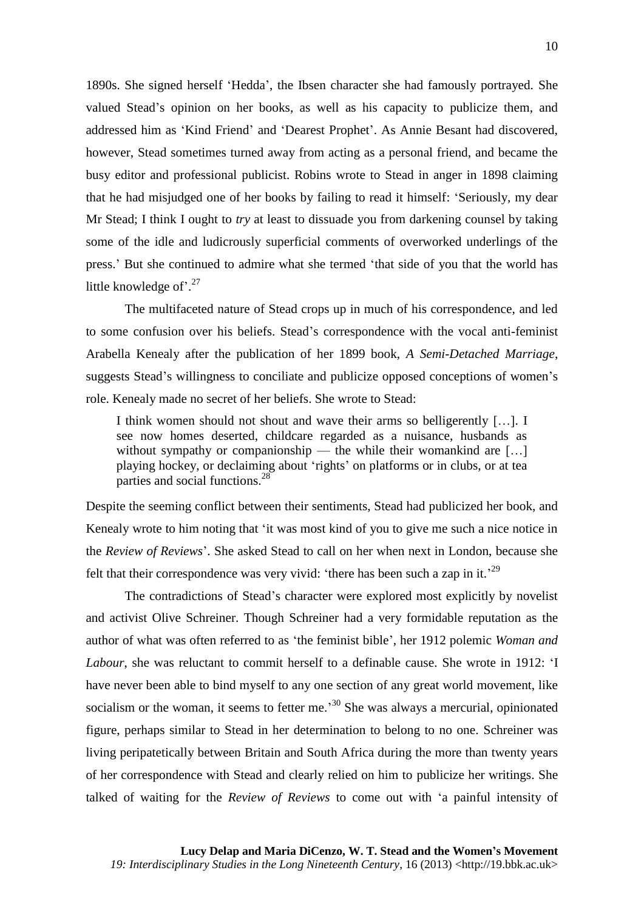1890s. She signed herself ‘Hedda’, the Ibsen character she had famously portrayed. She valued Stead’s opinion on her books, as well as his capacity to publicize them, and addressed him as ‘Kind Friend’ and ‘Dearest Prophet’. As Annie Besant had discovered, however, Stead sometimes turned away from acting as a personal friend, and became the busy editor and professional publicist. Robins wrote to Stead in anger in 1898 claiming that he had misjudged one of her books by failing to read it himself: ‘Seriously, my dear Mr Stead; I think I ought to *try* at least to dissuade you from darkening counsel by taking some of the idle and ludicrously superficial comments of overworked underlings of the press.’ But she continued to admire what she termed ‘that side of you that the world has little knowledge of’.[27]

The multifaceted nature of Stead crops up in much of his correspondence, and led to some confusion over his beliefs. Stead’s correspondence with the vocal anti-feminist Arabella Kenealy after the publication of her 1899 book, *A Semi-Detached Marriage*, suggests Stead’s willingness to conciliate and publicize opposed conceptions of women’s role. Kenealy made no secret of her beliefs. She wrote to Stead:

> I think women should not shout and wave their arms so belligerently […]. I see now homes deserted, childcare regarded as a nuisance, husbands as without sympathy or companionship — the while their womankind are […] playing hockey, or declaiming about ‘rights’ on platforms or in clubs, or at tea parties and social functions.[28]

Despite the seeming conflict between their sentiments, Stead had publicized her book, and Kenealy wrote to him noting that ‘it was most kind of you to give me such a nice notice in the *Review of Reviews*’. She asked Stead to call on her when next in London, because she felt that their correspondence was very vivid: ‘there has been such a zap in it.’[29]

The contradictions of Stead’s character were explored most explicitly by novelist and activist Olive Schreiner. Though Schreiner had a very formidable reputation as the author of what was often referred to as ‘the feminist bible’, her 1912 polemic *Woman and Labour*, she was reluctant to commit herself to a definable cause. She wrote in 1912: ‘I have never been able to bind myself to any one section of any great world movement, like socialism or the woman, it seems to fetter me.’[30] She was always a mercurial, opinionated figure, perhaps similar to Stead in her determination to belong to no one. Schreiner was living peripatetically between Britain and South Africa during the more than twenty years of her correspondence with Stead and clearly relied on him to publicize her writings. She talked of waiting for the *Review of Reviews* to come out with ‘a painful intensity of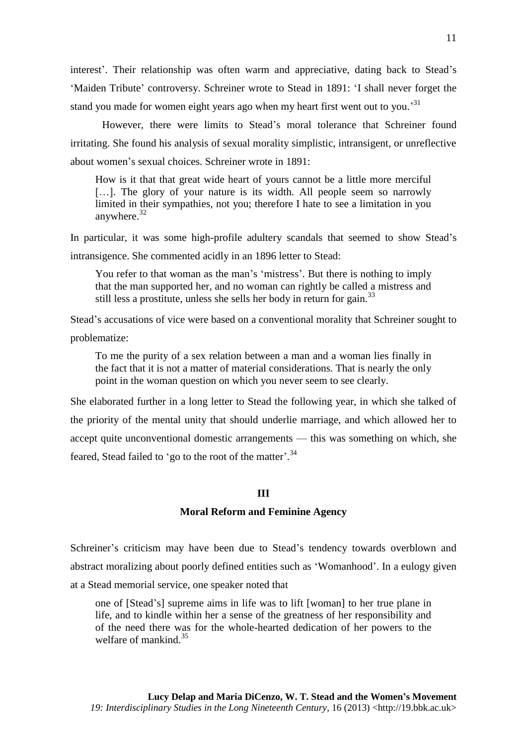interest'. Their relationship was often warm and appreciative, dating back to Stead's 'Maiden Tribute' controversy. Schreiner wrote to Stead in 1891: 'I shall never forget the stand you made for women eight years ago when my heart first went out to you.'[31]

However, there were limits to Stead's moral tolerance that Schreiner found irritating. She found his analysis of sexual morality simplistic, intransigent, or unreflective about women's sexual choices. Schreiner wrote in 1891:

> How is it that that great wide heart of yours cannot be a little more merciful […]. The glory of your nature is its width. All people seem so narrowly limited in their sympathies, not you; therefore I hate to see a limitation in you anywhere.[32]

In particular, it was some high-profile adultery scandals that seemed to show Stead's intransigence. She commented acidly in an 1896 letter to Stead:

> You refer to that woman as the man's 'mistress'. But there is nothing to imply that the man supported her, and no woman can rightly be called a mistress and still less a prostitute, unless she sells her body in return for gain.[33]

Stead's accusations of vice were based on a conventional morality that Schreiner sought to problematize:

> To me the purity of a sex relation between a man and a woman lies finally in the fact that it is not a matter of material considerations. That is nearly the only point in the woman question on which you never seem to see clearly.

She elaborated further in a long letter to Stead the following year, in which she talked of the priority of the mental unity that should underlie marriage, and which allowed her to accept quite unconventional domestic arrangements — this was something on which, she feared, Stead failed to 'go to the root of the matter'.[34]

## III

## Moral Reform and Feminine Agency

Schreiner's criticism may have been due to Stead's tendency towards overblown and abstract moralizing about poorly defined entities such as 'Womanhood'. In a eulogy given at a Stead memorial service, one speaker noted that

> one of [Stead's] supreme aims in life was to lift [woman] to her true plane in life, and to kindle within her a sense of the greatness of her responsibility and of the need there was for the whole-hearted dedication of her powers to the welfare of mankind.[35]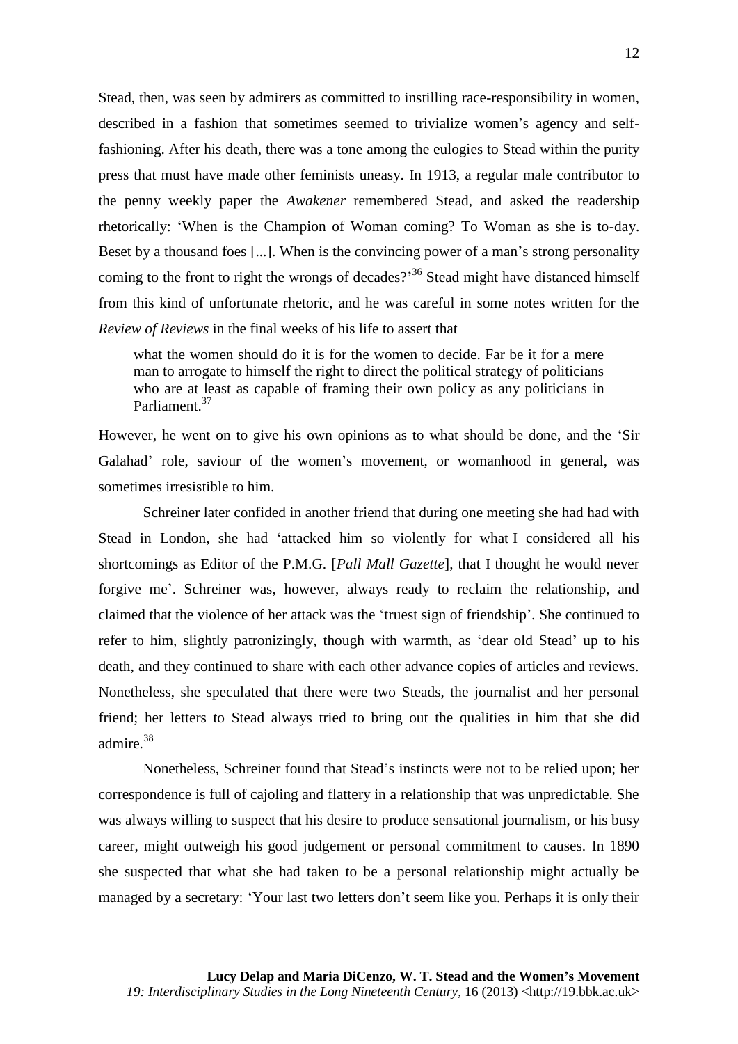Stead, then, was seen by admirers as committed to instilling race-responsibility in women, described in a fashion that sometimes seemed to trivialize women's agency and self-fashioning. After his death, there was a tone among the eulogies to Stead within the purity press that must have made other feminists uneasy. In 1913, a regular male contributor to the penny weekly paper the *Awakener* remembered Stead, and asked the readership rhetorically: 'When is the Champion of Woman coming? To Woman as she is to-day. Beset by a thousand foes [...]. When is the convincing power of a man's strong personality coming to the front to right the wrongs of decades?'[36] Stead might have distanced himself from this kind of unfortunate rhetoric, and he was careful in some notes written for the *Review of Reviews* in the final weeks of his life to assert that

> what the women should do it is for the women to decide. Far be it for a mere man to arrogate to himself the right to direct the political strategy of politicians who are at least as capable of framing their own policy as any politicians in Parliament.[37]

However, he went on to give his own opinions as to what should be done, and the 'Sir Galahad' role, saviour of the women's movement, or womanhood in general, was sometimes irresistible to him.

Schreiner later confided in another friend that during one meeting she had had with Stead in London, she had 'attacked him so violently for what I considered all his shortcomings as Editor of the P.M.G. [*Pall Mall Gazette*], that I thought he would never forgive me'. Schreiner was, however, always ready to reclaim the relationship, and claimed that the violence of her attack was the 'truest sign of friendship'. She continued to refer to him, slightly patronizingly, though with warmth, as 'dear old Stead' up to his death, and they continued to share with each other advance copies of articles and reviews. Nonetheless, she speculated that there were two Steads, the journalist and her personal friend; her letters to Stead always tried to bring out the qualities in him that she did admire.[38]

Nonetheless, Schreiner found that Stead's instincts were not to be relied upon; her correspondence is full of cajoling and flattery in a relationship that was unpredictable. She was always willing to suspect that his desire to produce sensational journalism, or his busy career, might outweigh his good judgement or personal commitment to causes. In 1890 she suspected that what she had taken to be a personal relationship might actually be managed by a secretary: 'Your last two letters don't seem like you. Perhaps it is only their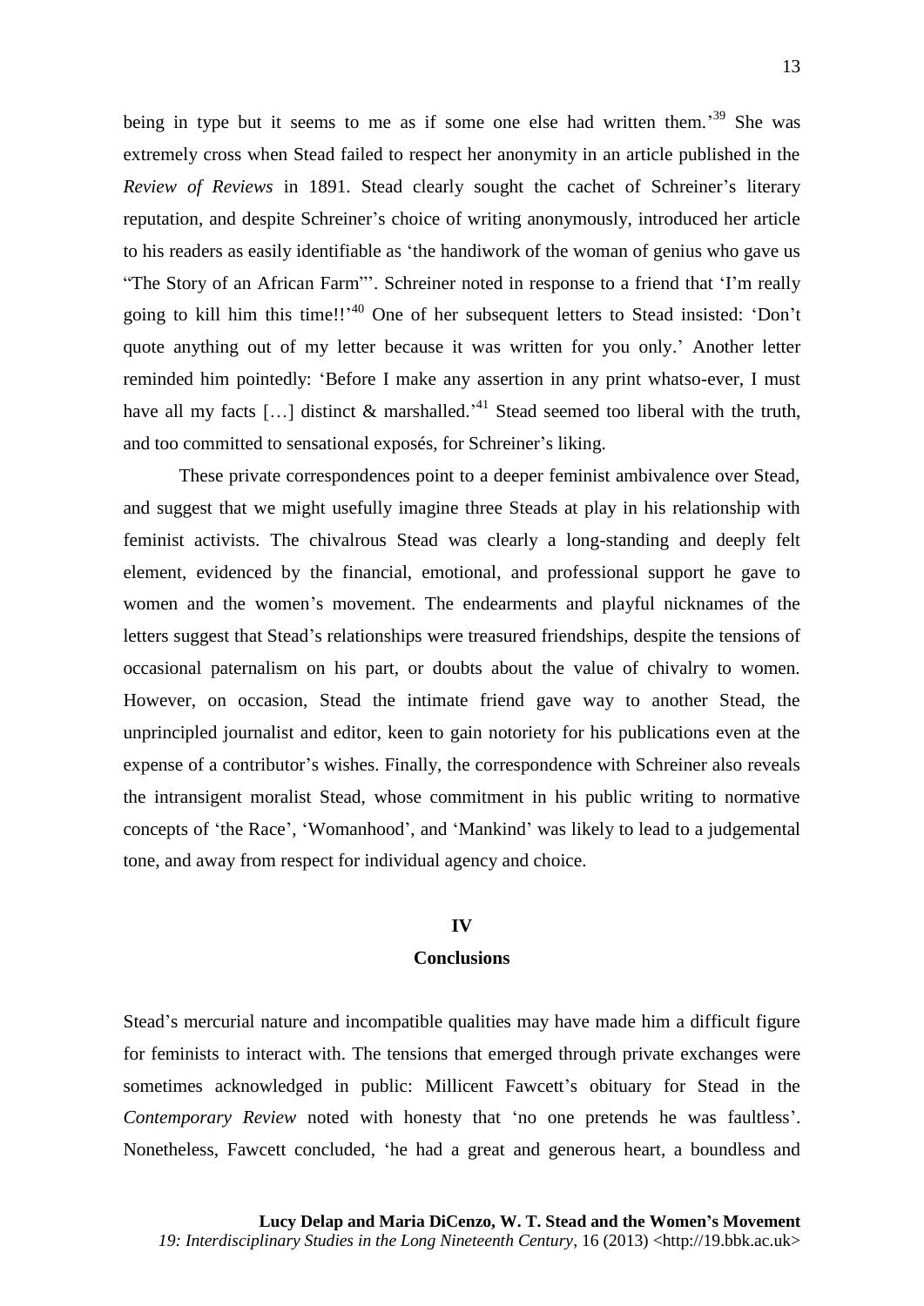being in type but it seems to me as if some one else had written them.'[39] She was extremely cross when Stead failed to respect her anonymity in an article published in the *Review of Reviews* in 1891. Stead clearly sought the cachet of Schreiner's literary reputation, and despite Schreiner's choice of writing anonymously, introduced her article to his readers as easily identifiable as 'the handiwork of the woman of genius who gave us "The Story of an African Farm"'. Schreiner noted in response to a friend that 'I'm really going to kill him this time!!'[40] One of her subsequent letters to Stead insisted: 'Don't quote anything out of my letter because it was written for you only.' Another letter reminded him pointedly: 'Before I make any assertion in any print whatso-ever, I must have all my facts […] distinct & marshalled.'[41] Stead seemed too liberal with the truth, and too committed to sensational exposés, for Schreiner's liking.

These private correspondences point to a deeper feminist ambivalence over Stead, and suggest that we might usefully imagine three Steads at play in his relationship with feminist activists. The chivalrous Stead was clearly a long-standing and deeply felt element, evidenced by the financial, emotional, and professional support he gave to women and the women's movement. The endearments and playful nicknames of the letters suggest that Stead's relationships were treasured friendships, despite the tensions of occasional paternalism on his part, or doubts about the value of chivalry to women. However, on occasion, Stead the intimate friend gave way to another Stead, the unprincipled journalist and editor, keen to gain notoriety for his publications even at the expense of a contributor's wishes. Finally, the correspondence with Schreiner also reveals the intransigent moralist Stead, whose commitment in his public writing to normative concepts of 'the Race', 'Womanhood', and 'Mankind' was likely to lead to a judgemental tone, and away from respect for individual agency and choice.

## IV

## Conclusions

Stead's mercurial nature and incompatible qualities may have made him a difficult figure for feminists to interact with. The tensions that emerged through private exchanges were sometimes acknowledged in public: Millicent Fawcett's obituary for Stead in the *Contemporary Review* noted with honesty that 'no one pretends he was faultless'. Nonetheless, Fawcett concluded, 'he had a great and generous heart, a boundless and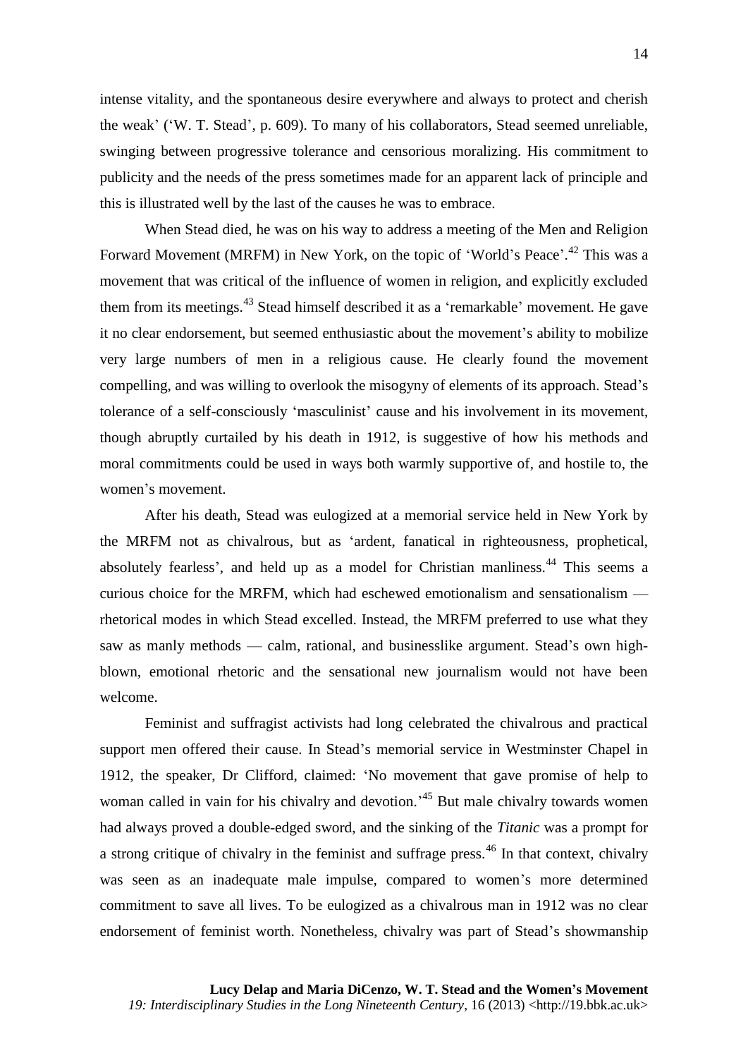intense vitality, and the spontaneous desire everywhere and always to protect and cherish the weak' ('W. T. Stead', p. 609). To many of his collaborators, Stead seemed unreliable, swinging between progressive tolerance and censorious moralizing. His commitment to publicity and the needs of the press sometimes made for an apparent lack of principle and this is illustrated well by the last of the causes he was to embrace.

When Stead died, he was on his way to address a meeting of the Men and Religion Forward Movement (MRFM) in New York, on the topic of 'World's Peace'.[42] This was a movement that was critical of the influence of women in religion, and explicitly excluded them from its meetings.[43] Stead himself described it as a 'remarkable' movement. He gave it no clear endorsement, but seemed enthusiastic about the movement's ability to mobilize very large numbers of men in a religious cause. He clearly found the movement compelling, and was willing to overlook the misogyny of elements of its approach. Stead's tolerance of a self-consciously 'masculinist' cause and his involvement in its movement, though abruptly curtailed by his death in 1912, is suggestive of how his methods and moral commitments could be used in ways both warmly supportive of, and hostile to, the women's movement.

After his death, Stead was eulogized at a memorial service held in New York by the MRFM not as chivalrous, but as 'ardent, fanatical in righteousness, prophetical, absolutely fearless', and held up as a model for Christian manliness.[44] This seems a curious choice for the MRFM, which had eschewed emotionalism and sensationalism — rhetorical modes in which Stead excelled. Instead, the MRFM preferred to use what they saw as manly methods — calm, rational, and businesslike argument. Stead's own high-blown, emotional rhetoric and the sensational new journalism would not have been welcome.

Feminist and suffragist activists had long celebrated the chivalrous and practical support men offered their cause. In Stead's memorial service in Westminster Chapel in 1912, the speaker, Dr Clifford, claimed: 'No movement that gave promise of help to woman called in vain for his chivalry and devotion.'[45] But male chivalry towards women had always proved a double-edged sword, and the sinking of the *Titanic* was a prompt for a strong critique of chivalry in the feminist and suffrage press.[46] In that context, chivalry was seen as an inadequate male impulse, compared to women's more determined commitment to save all lives. To be eulogized as a chivalrous man in 1912 was no clear endorsement of feminist worth. Nonetheless, chivalry was part of Stead's showmanship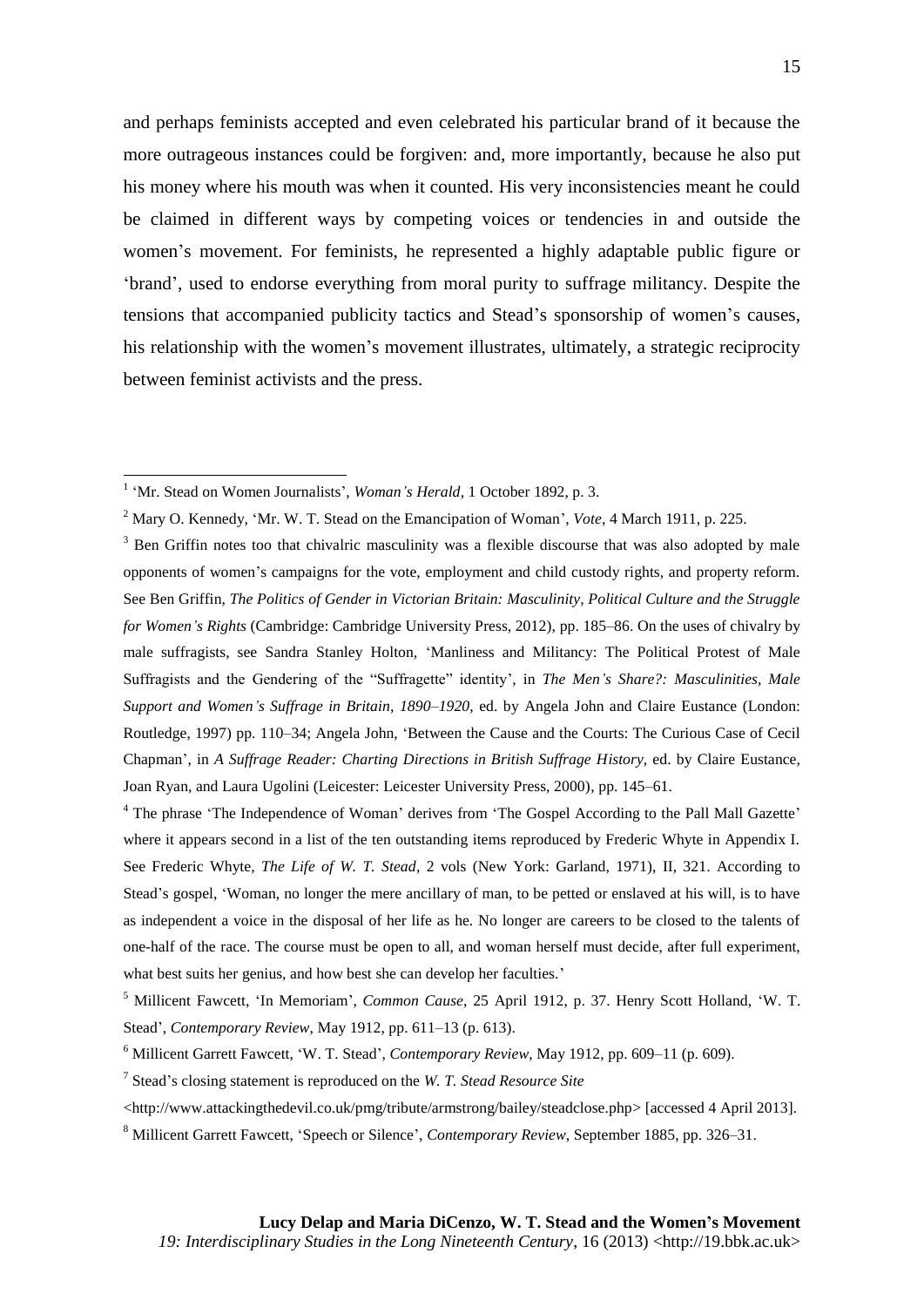and perhaps feminists accepted and even celebrated his particular brand of it because the more outrageous instances could be forgiven: and, more importantly, because he also put his money where his mouth was when it counted. His very inconsistencies meant he could be claimed in different ways by competing voices or tendencies in and outside the women's movement. For feminists, he represented a highly adaptable public figure or 'brand', used to endorse everything from moral purity to suffrage militancy. Despite the tensions that accompanied publicity tactics and Stead's sponsorship of women's causes, his relationship with the women's movement illustrates, ultimately, a strategic reciprocity between feminist activists and the press.

---

[1] 'Mr. Stead on Women Journalists', *Woman's Herald*, 1 October 1892, p. 3.

[2] Mary O. Kennedy, 'Mr. W. T. Stead on the Emancipation of Woman', *Vote*, 4 March 1911, p. 225.

[3] Ben Griffin notes too that chivalric masculinity was a flexible discourse that was also adopted by male opponents of women's campaigns for the vote, employment and child custody rights, and property reform. See Ben Griffin, *The Politics of Gender in Victorian Britain: Masculinity, Political Culture and the Struggle for Women's Rights* (Cambridge: Cambridge University Press, 2012), pp. 185–86. On the uses of chivalry by male suffragists, see Sandra Stanley Holton, 'Manliness and Militancy: The Political Protest of Male Suffragists and the Gendering of the "Suffragette" identity', in *The Men's Share?: Masculinities, Male Support and Women's Suffrage in Britain, 1890–1920*, ed. by Angela John and Claire Eustance (London: Routledge, 1997) pp. 110–34; Angela John, 'Between the Cause and the Courts: The Curious Case of Cecil Chapman', in *A Suffrage Reader: Charting Directions in British Suffrage History*, ed. by Claire Eustance, Joan Ryan, and Laura Ugolini (Leicester: Leicester University Press, 2000), pp. 145–61.

[4] The phrase 'The Independence of Woman' derives from 'The Gospel According to the Pall Mall Gazette' where it appears second in a list of the ten outstanding items reproduced by Frederic Whyte in Appendix I. See Frederic Whyte, *The Life of W. T. Stead*, 2 vols (New York: Garland, 1971), II, 321. According to Stead's gospel, 'Woman, no longer the mere ancillary of man, to be petted or enslaved at his will, is to have as independent a voice in the disposal of her life as he. No longer are careers to be closed to the talents of one-half of the race. The course must be open to all, and woman herself must decide, after full experiment, what best suits her genius, and how best she can develop her faculties.'

[5] Millicent Fawcett, 'In Memoriam', *Common Cause*, 25 April 1912, p. 37. Henry Scott Holland, 'W. T. Stead', *Contemporary Review*, May 1912, pp. 611–13 (p. 613).

[6] Millicent Garrett Fawcett, 'W. T. Stead', *Contemporary Review*, May 1912, pp. 609–11 (p. 609).

[7] Stead's closing statement is reproduced on the *W. T. Stead Resource Site* <http://www.attackingthedevil.co.uk/pmg/tribute/armstrong/bailey/steadclose.php> [accessed 4 April 2013].

[8] Millicent Garrett Fawcett, 'Speech or Silence', *Contemporary Review*, September 1885, pp. 326–31.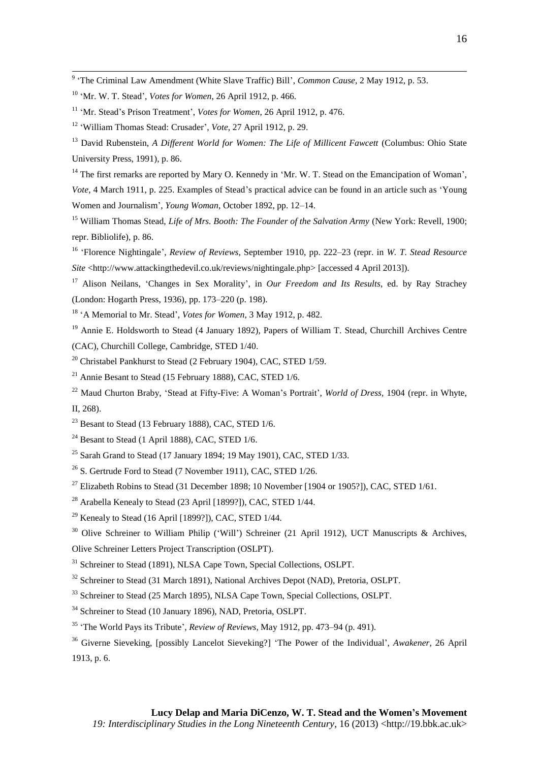[9] 'The Criminal Law Amendment (White Slave Traffic) Bill', *Common Cause*, 2 May 1912, p. 53.

[10] 'Mr. W. T. Stead', *Votes for Women*, 26 April 1912, p. 466.

[11] 'Mr. Stead's Prison Treatment', *Votes for Women*, 26 April 1912, p. 476.

[12] 'William Thomas Stead: Crusader', *Vote*, 27 April 1912, p. 29.

[13] David Rubenstein, *A Different World for Women: The Life of Millicent Fawcett* (Columbus: Ohio State University Press, 1991), p. 86.

[14] The first remarks are reported by Mary O. Kennedy in 'Mr. W. T. Stead on the Emancipation of Woman', *Vote*, 4 March 1911, p. 225. Examples of Stead's practical advice can be found in an article such as 'Young Women and Journalism', *Young Woman*, October 1892, pp. 12–14.

[15] William Thomas Stead, *Life of Mrs. Booth: The Founder of the Salvation Army* (New York: Revell, 1900; repr. Bibliolife), p. 86.

[16] 'Florence Nightingale', *Review of Reviews*, September 1910, pp. 222–23 (repr. in *W. T. Stead Resource Site* <http://www.attackingthedevil.co.uk/reviews/nightingale.php> [accessed 4 April 2013]).

[17] Alison Neilans, 'Changes in Sex Morality', in *Our Freedom and Its Results*, ed. by Ray Strachey (London: Hogarth Press, 1936), pp. 173–220 (p. 198).

[18] 'A Memorial to Mr. Stead', *Votes for Women*, 3 May 1912, p. 482.

[19] Annie E. Holdsworth to Stead (4 January 1892), Papers of William T. Stead, Churchill Archives Centre (CAC), Churchill College, Cambridge, STED 1/40.

[20] Christabel Pankhurst to Stead (2 February 1904), CAC, STED 1/59.

[21] Annie Besant to Stead (15 February 1888), CAC, STED 1/6.

[22] Maud Churton Braby, 'Stead at Fifty-Five: A Woman's Portrait', *World of Dress*, 1904 (repr. in Whyte, II, 268).

[23] Besant to Stead (13 February 1888), CAC, STED 1/6.

[24] Besant to Stead (1 April 1888), CAC, STED 1/6.

[25] Sarah Grand to Stead (17 January 1894; 19 May 1901), CAC, STED 1/33.

[26] S. Gertrude Ford to Stead (7 November 1911), CAC, STED 1/26.

[27] Elizabeth Robins to Stead (31 December 1898; 10 November [1904 or 1905?]), CAC, STED 1/61.

[28] Arabella Kenealy to Stead (23 April [1899?]), CAC, STED 1/44.

[29] Kenealy to Stead (16 April [1899?]), CAC, STED 1/44.

[30] Olive Schreiner to William Philip ('Will') Schreiner (21 April 1912), UCT Manuscripts & Archives, Olive Schreiner Letters Project Transcription (OSLPT).

[31] Schreiner to Stead (1891), NLSA Cape Town, Special Collections, OSLPT.

[32] Schreiner to Stead (31 March 1891), National Archives Depot (NAD), Pretoria, OSLPT.

[33] Schreiner to Stead (25 March 1895), NLSA Cape Town, Special Collections, OSLPT.

[34] Schreiner to Stead (10 January 1896), NAD, Pretoria, OSLPT.

[35] 'The World Pays its Tribute', *Review of Reviews*, May 1912, pp. 473–94 (p. 491).

[36] Giverne Sieveking, [possibly Lancelot Sieveking?] 'The Power of the Individual', *Awakener*, 26 April 1913, p. 6.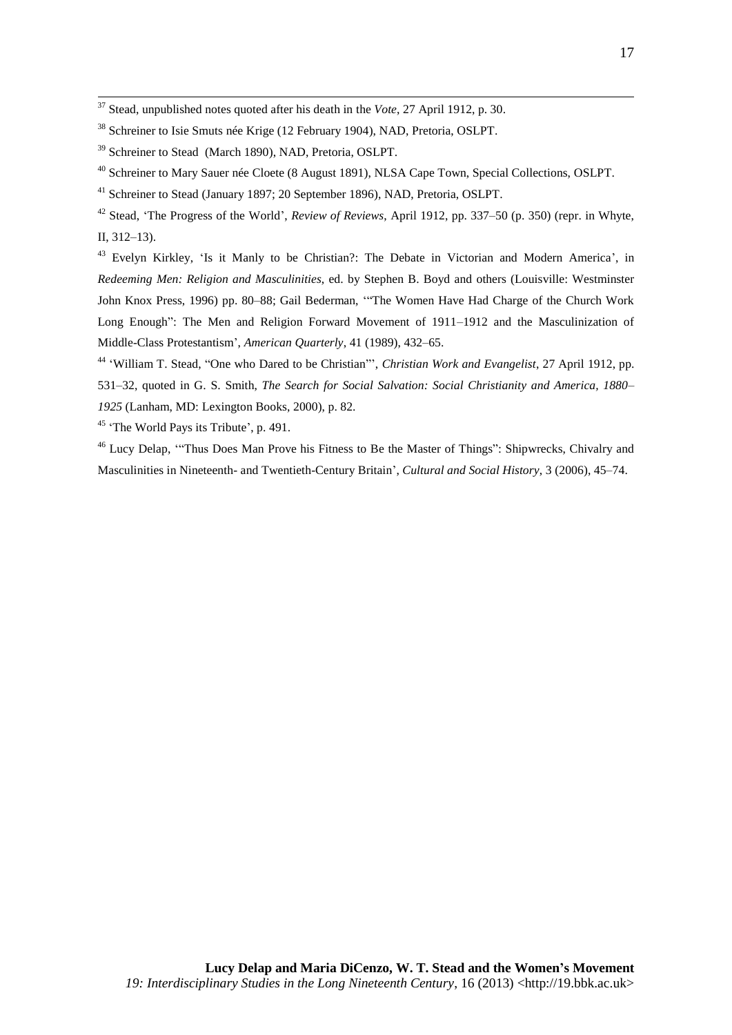[37] Stead, unpublished notes quoted after his death in the *Vote*, 27 April 1912, p. 30.

[38] Schreiner to Isie Smuts née Krige (12 February 1904), NAD, Pretoria, OSLPT.

[39] Schreiner to Stead (March 1890), NAD, Pretoria, OSLPT.

[40] Schreiner to Mary Sauer née Cloete (8 August 1891), NLSA Cape Town, Special Collections, OSLPT.

[41] Schreiner to Stead (January 1897; 20 September 1896), NAD, Pretoria, OSLPT.

[42] Stead, 'The Progress of the World', *Review of Reviews*, April 1912, pp. 337–50 (p. 350) (repr. in Whyte, II, 312–13).

[43] Evelyn Kirkley, 'Is it Manly to be Christian?: The Debate in Victorian and Modern America', in *Redeeming Men: Religion and Masculinities*, ed. by Stephen B. Boyd and others (Louisville: Westminster John Knox Press, 1996) pp. 80–88; Gail Bederman, '"The Women Have Had Charge of the Church Work Long Enough": The Men and Religion Forward Movement of 1911–1912 and the Masculinization of Middle-Class Protestantism', *American Quarterly*, 41 (1989), 432–65.

[44] 'William T. Stead, "One who Dared to be Christian"', *Christian Work and Evangelist*, 27 April 1912, pp. 531–32, quoted in G. S. Smith, *The Search for Social Salvation: Social Christianity and America, 1880–1925* (Lanham, MD: Lexington Books, 2000), p. 82.

[45] 'The World Pays its Tribute', p. 491.

[46] Lucy Delap, '"Thus Does Man Prove his Fitness to Be the Master of Things": Shipwrecks, Chivalry and Masculinities in Nineteenth- and Twentieth-Century Britain', *Cultural and Social History*, 3 (2006), 45–74.